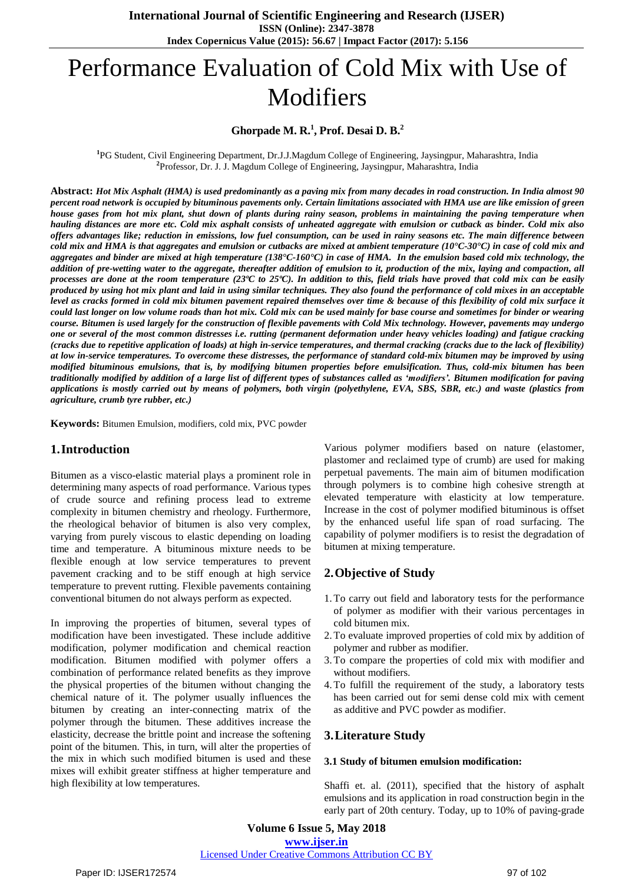# Performance Evaluation of Cold Mix with Use of Modifiers

**Ghorpade M. R.[1], Prof. Desai D. B.[2]**

[1]PG Student, Civil Engineering Department, Dr.J.J.Magdum College of Engineering, Jaysingpur, Maharashtra, India
[2]Professor, Dr. J. J. Magdum College of Engineering, Jaysingpur, Maharashtra, India

**Abstract:** ***Hot Mix Asphalt (HMA) is used predominantly as a paving mix from many decades in road construction. In India almost 90 percent road network is occupied by bituminous pavements only. Certain limitations associated with HMA use are like emission of green house gases from hot mix plant, shut down of plants during rainy season, problems in maintaining the paving temperature when hauling distances are more etc. Cold mix asphalt consists of unheated aggregate with emulsion or cutback as binder. Cold mix also offers advantages like; reduction in emissions, low fuel consumption, can be used in rainy seasons etc. The main difference between cold mix and HMA is that aggregates and emulsion or cutbacks are mixed at ambient temperature (10°C-30°C) in case of cold mix and aggregates and binder are mixed at high temperature (138°C-160°C) in case of HMA. In the emulsion based cold mix technology, the addition of pre-wetting water to the aggregate, thereafter addition of emulsion to it, production of the mix, laying and compaction, all processes are done at the room temperature (23ºC to 25ºC). In addition to this, field trials have proved that cold mix can be easily produced by using hot mix plant and laid in using similar techniques. They also found the performance of cold mixes in an acceptable level as cracks formed in cold mix bitumen pavement repaired themselves over time & because of this flexibility of cold mix surface it could last longer on low volume roads than hot mix. Cold mix can be used mainly for base course and sometimes for binder or wearing course. Bitumen is used largely for the construction of flexible pavements with Cold Mix technology. However, pavements may undergo one or several of the most common distresses i.e. rutting (permanent deformation under heavy vehicles loading) and fatigue cracking (cracks due to repetitive application of loads) at high in-service temperatures, and thermal cracking (cracks due to the lack of flexibility) at low in-service temperatures. To overcome these distresses, the performance of standard cold-mix bitumen may be improved by using modified bituminous emulsions, that is, by modifying bitumen properties before emulsification. Thus, cold-mix bitumen has been traditionally modified by addition of a large list of different types of substances called as 'modifiers'. Bitumen modification for paving applications is mostly carried out by means of polymers, both virgin (polyethylene, EVA, SBS, SBR, etc.) and waste (plastics from agriculture, crumb tyre rubber, etc.)***

**Keywords:** Bitumen Emulsion, modifiers, cold mix, PVC powder

## 1. Introduction

Bitumen as a visco-elastic material plays a prominent role in determining many aspects of road performance. Various types of crude source and refining process lead to extreme complexity in bitumen chemistry and rheology. Furthermore, the rheological behavior of bitumen is also very complex, varying from purely viscous to elastic depending on loading time and temperature. A bituminous mixture needs to be flexible enough at low service temperatures to prevent pavement cracking and to be stiff enough at high service temperature to prevent rutting. Flexible pavements containing conventional bitumen do not always perform as expected.

In improving the properties of bitumen, several types of modification have been investigated. These include additive modification, polymer modification and chemical reaction modification. Bitumen modified with polymer offers a combination of performance related benefits as they improve the physical properties of the bitumen without changing the chemical nature of it. The polymer usually influences the bitumen by creating an inter-connecting matrix of the polymer through the bitumen. These additives increase the elasticity, decrease the brittle point and increase the softening point of the bitumen. This, in turn, will alter the properties of the mix in which such modified bitumen is used and these mixes will exhibit greater stiffness at higher temperature and high flexibility at low temperatures.

Various polymer modifiers based on nature (elastomer, plastomer and reclaimed type of crumb) are used for making perpetual pavements. The main aim of bitumen modification through polymers is to combine high cohesive strength at elevated temperature with elasticity at low temperature. Increase in the cost of polymer modified bituminous is offset by the enhanced useful life span of road surfacing. The capability of polymer modifiers is to resist the degradation of bitumen at mixing temperature.

## 2. Objective of Study

1. To carry out field and laboratory tests for the performance of polymer as modifier with their various percentages in cold bitumen mix.
2. To evaluate improved properties of cold mix by addition of polymer and rubber as modifier.
3. To compare the properties of cold mix with modifier and without modifiers.
4. To fulfill the requirement of the study, a laboratory tests has been carried out for semi dense cold mix with cement as additive and PVC powder as modifier.

## 3. Literature Study

#### 3.1 Study of bitumen emulsion modification:

Shaffi et. al. (2011), specified that the history of asphalt emulsions and its application in road construction begin in the early part of 20th century. Today, up to 10% of paving-grade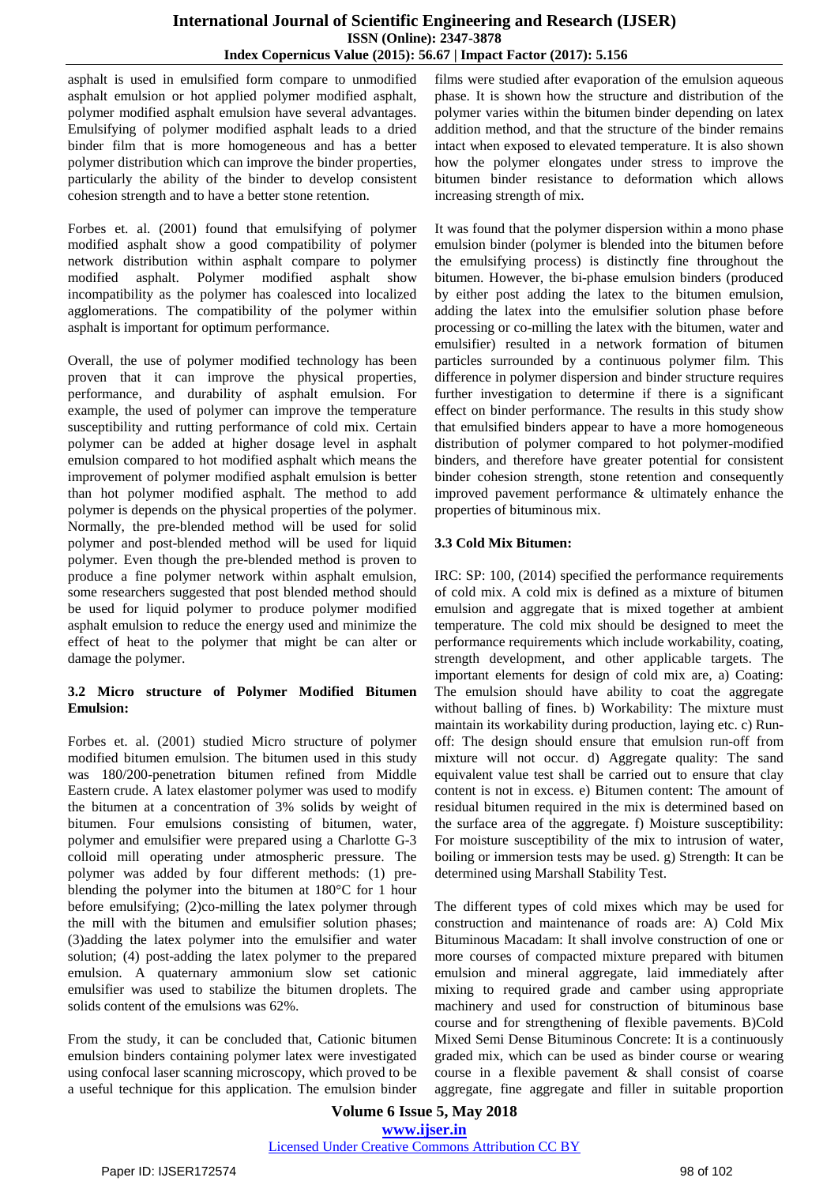asphalt is used in emulsified form compare to unmodified asphalt emulsion or hot applied polymer modified asphalt, polymer modified asphalt emulsion have several advantages. Emulsifying of polymer modified asphalt leads to a dried binder film that is more homogeneous and has a better polymer distribution which can improve the binder properties, particularly the ability of the binder to develop consistent cohesion strength and to have a better stone retention.

Forbes et. al. (2001) found that emulsifying of polymer modified asphalt show a good compatibility of polymer network distribution within asphalt compare to polymer modified asphalt. Polymer modified asphalt show incompatibility as the polymer has coalesced into localized agglomerations. The compatibility of the polymer within asphalt is important for optimum performance.

Overall, the use of polymer modified technology has been proven that it can improve the physical properties, performance, and durability of asphalt emulsion. For example, the used of polymer can improve the temperature susceptibility and rutting performance of cold mix. Certain polymer can be added at higher dosage level in asphalt emulsion compared to hot modified asphalt which means the improvement of polymer modified asphalt emulsion is better than hot polymer modified asphalt. The method to add polymer is depends on the physical properties of the polymer. Normally, the pre-blended method will be used for solid polymer and post-blended method will be used for liquid polymer. Even though the pre-blended method is proven to produce a fine polymer network within asphalt emulsion, some researchers suggested that post blended method should be used for liquid polymer to produce polymer modified asphalt emulsion to reduce the energy used and minimize the effect of heat to the polymer that might be can alter or damage the polymer.

### 3.2 Micro structure of Polymer Modified Bitumen Emulsion:

Forbes et. al. (2001) studied Micro structure of polymer modified bitumen emulsion. The bitumen used in this study was 180/200-penetration bitumen refined from Middle Eastern crude. A latex elastomer polymer was used to modify the bitumen at a concentration of 3% solids by weight of bitumen. Four emulsions consisting of bitumen, water, polymer and emulsifier were prepared using a Charlotte G-3 colloid mill operating under atmospheric pressure. The polymer was added by four different methods: (1) pre-blending the polymer into the bitumen at 180°C for 1 hour before emulsifying; (2)co-milling the latex polymer through the mill with the bitumen and emulsifier solution phases; (3)adding the latex polymer into the emulsifier and water solution; (4) post-adding the latex polymer to the prepared emulsion. A quaternary ammonium slow set cationic emulsifier was used to stabilize the bitumen droplets. The solids content of the emulsions was 62%.

From the study, it can be concluded that, Cationic bitumen emulsion binders containing polymer latex were investigated using confocal laser scanning microscopy, which proved to be a useful technique for this application. The emulsion binder films were studied after evaporation of the emulsion aqueous phase. It is shown how the structure and distribution of the polymer varies within the bitumen binder depending on latex addition method, and that the structure of the binder remains intact when exposed to elevated temperature. It is also shown how the polymer elongates under stress to improve the bitumen binder resistance to deformation which allows increasing strength of mix.

It was found that the polymer dispersion within a mono phase emulsion binder (polymer is blended into the bitumen before the emulsifying process) is distinctly fine throughout the bitumen. However, the bi-phase emulsion binders (produced by either post adding the latex to the bitumen emulsion, adding the latex into the emulsifier solution phase before processing or co-milling the latex with the bitumen, water and emulsifier) resulted in a network formation of bitumen particles surrounded by a continuous polymer film. This difference in polymer dispersion and binder structure requires further investigation to determine if there is a significant effect on binder performance. The results in this study show that emulsified binders appear to have a more homogenous distribution of polymer compared to hot polymer-modified binders, and therefore have greater potential for consistent binder cohesion strength, stone retention and consequently improved pavement performance & ultimately enhance the properties of bituminous mix.

### 3.3 Cold Mix Bitumen:

IRC: SP: 100, (2014) specified the performance requirements of cold mix. A cold mix is defined as a mixture of bitumen emulsion and aggregate that is mixed together at ambient temperature. The cold mix should be designed to meet the performance requirements which include workability, coating, strength development, and other applicable targets. The important elements for design of cold mix are, a) Coating: The emulsion should have ability to coat the aggregate without balling of fines. b) Workability: The mixture must maintain its workability during production, laying etc. c) Run-off: The design should ensure that emulsion run-off from mixture will not occur. d) Aggregate quality: The sand equivalent value test shall be carried out to ensure that clay content is not in excess. e) Bitumen content: The amount of residual bitumen required in the mix is determined based on the surface area of the aggregate. f) Moisture susceptibility: For moisture susceptibility of the mix to intrusion of water, boiling or immersion tests may be used. g) Strength: It can be determined using Marshall Stability Test.

The different types of cold mixes which may be used for construction and maintenance of roads are: A) Cold Mix Bituminous Macadam: It shall involve construction of one or more courses of compacted mixture prepared with bitumen emulsion and mineral aggregate, laid immediately after mixing to required grade and camber using appropriate machinery and used for construction of bituminous base course and for strengthening of flexible pavements. B)Cold Mixed Semi Dense Bituminous Concrete: It is a continuously graded mix, which can be used as binder course or wearing course in a flexible pavement & shall consist of coarse aggregate, fine aggregate and filler in suitable proportion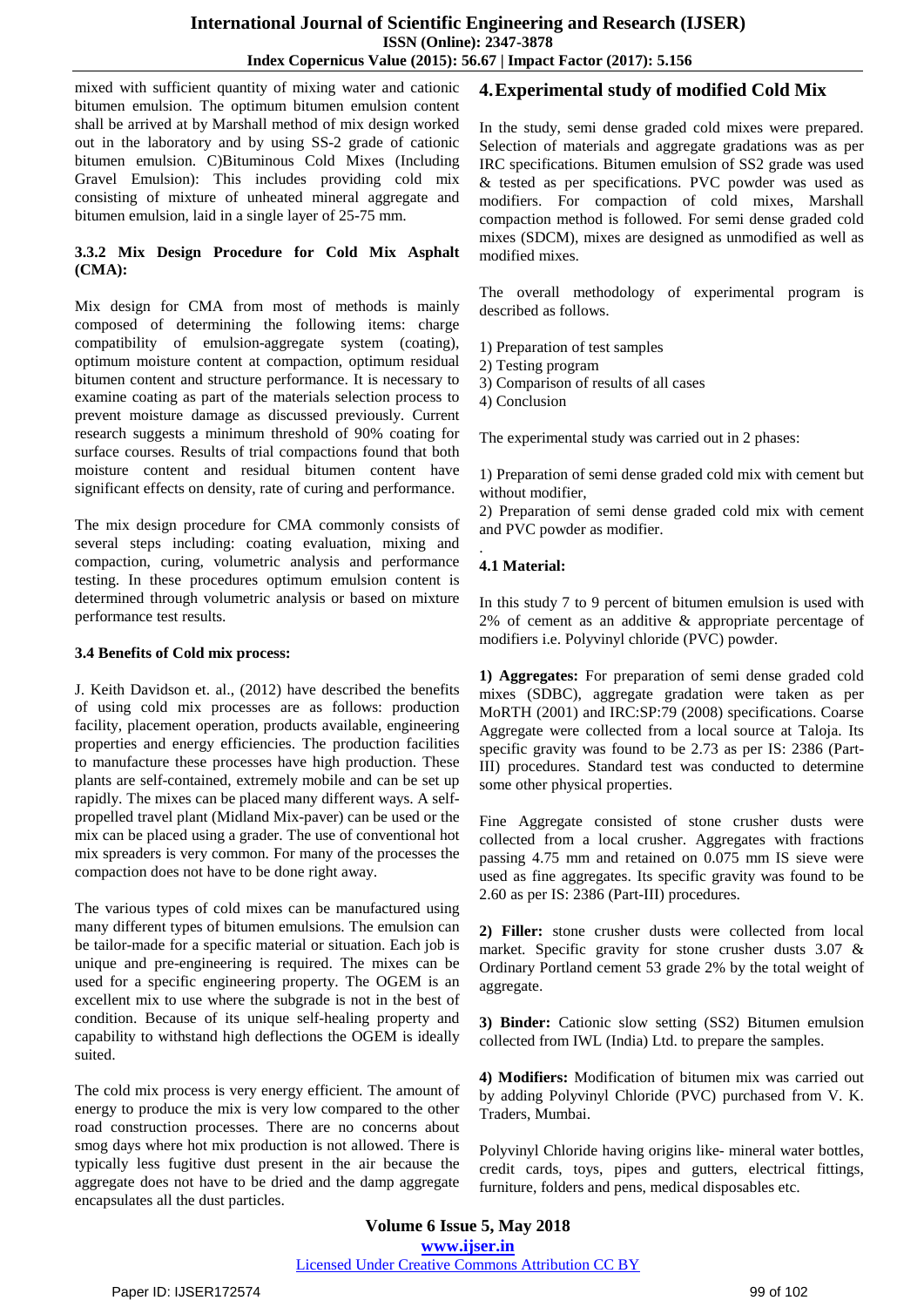mixed with sufficient quantity of mixing water and cationic bitumen emulsion. The optimum bitumen emulsion content shall be arrived at by Marshall method of mix design worked out in the laboratory and by using SS-2 grade of cationic bitumen emulsion. C)Bituminous Cold Mixes (Including Gravel Emulsion): This includes providing cold mix consisting of mixture of unheated mineral aggregate and bitumen emulsion, laid in a single layer of 25-75 mm.

#### 3.3.2 Mix Design Procedure for Cold Mix Asphalt (CMA):

Mix design for CMA from most of methods is mainly composed of determining the following items: charge compatibility of emulsion-aggregate system (coating), optimum moisture content at compaction, optimum residual bitumen content and structure performance. It is necessary to examine coating as part of the materials selection process to prevent moisture damage as discussed previously. Current research suggests a minimum threshold of 90% coating for surface courses. Results of trial compactions found that both moisture content and residual bitumen content have significant effects on density, rate of curing and performance.

The mix design procedure for CMA commonly consists of several steps including: coating evaluation, mixing and compaction, curing, volumetric analysis and performance testing. In these procedures optimum emulsion content is determined through volumetric analysis or based on mixture performance test results.

### 3.4 Benefits of Cold mix process:

J. Keith Davidson et. al., (2012) have described the benefits of using cold mix processes are as follows: production facility, placement operation, products available, engineering properties and energy efficiencies. The production facilities to manufacture these processes have high production. These plants are self-contained, extremely mobile and can be set up rapidly. The mixes can be placed many different ways. A self-propelled travel plant (Midland Mix-paver) can be used or the mix can be placed using a grader. The use of conventional hot mix spreaders is very common. For many of the processes the compaction does not have to be done right away.

The various types of cold mixes can be manufactured using many different types of bitumen emulsions. The emulsion can be tailor-made for a specific material or situation. Each job is unique and pre-engineering is required. The mixes can be used for a specific engineering property. The OGEM is an excellent mix to use where the subgrade is not in the best of condition. Because of its unique self-healing property and capability to withstand high deflections the OGEM is ideally suited.

The cold mix process is very energy efficient. The amount of energy to produce the mix is very low compared to the other road construction processes. There are no concerns about smog days where hot mix production is not allowed. There is typically less fugitive dust present in the air because the aggregate does not have to be dried and the damp aggregate encapsulates all the dust particles.

## 4. Experimental study of modified Cold Mix

In the study, semi dense graded cold mixes were prepared. Selection of materials and aggregate gradations was as per IRC specifications. Bitumen emulsion of SS2 grade was used & tested as per specifications. PVC powder was used as modifiers. For compaction of cold mixes, Marshall compaction method is followed. For semi dense graded cold mixes (SDCM), mixes are designed as unmodified as well as modified mixes.

The overall methodology of experimental program is described as follows.

1) Preparation of test samples
2) Testing program
3) Comparison of results of all cases
4) Conclusion

The experimental study was carried out in 2 phases:

1) Preparation of semi dense graded cold mix with cement but without modifier,
2) Preparation of semi dense graded cold mix with cement and PVC powder as modifier.

.

### 4.1 Material:

In this study 7 to 9 percent of bitumen emulsion is used with 2% of cement as an additive & appropriate percentage of modifiers i.e. Polyvinyl chloride (PVC) powder.

**1) Aggregates:** For preparation of semi dense graded cold mixes (SDBC), aggregate gradation were taken as per MoRTH (2001) and IRC:SP:79 (2008) specifications. Coarse Aggregate were collected from a local source at Taloja. Its specific gravity was found to be 2.73 as per IS: 2386 (Part-III) procedures. Standard test was conducted to determine some other physical properties.

Fine Aggregate consisted of stone crusher dusts were collected from a local crusher. Aggregates with fractions passing 4.75 mm and retained on 0.075 mm IS sieve were used as fine aggregates. Its specific gravity was found to be 2.60 as per IS: 2386 (Part-III) procedures.

**2) Filler:** stone crusher dusts were collected from local market. Specific gravity for stone crusher dusts 3.07 & Ordinary Portland cement 53 grade 2% by the total weight of aggregate.

**3) Binder:** Cationic slow setting (SS2) Bitumen emulsion collected from IWL (India) Ltd. to prepare the samples.

**4) Modifiers:** Modification of bitumen mix was carried out by adding Polyvinyl Chloride (PVC) purchased from V. K. Traders, Mumbai.

Polyvinyl Chloride having origins like- mineral water bottles, credit cards, toys, pipes and gutters, electrical fittings, furniture, folders and pens, medical disposables etc.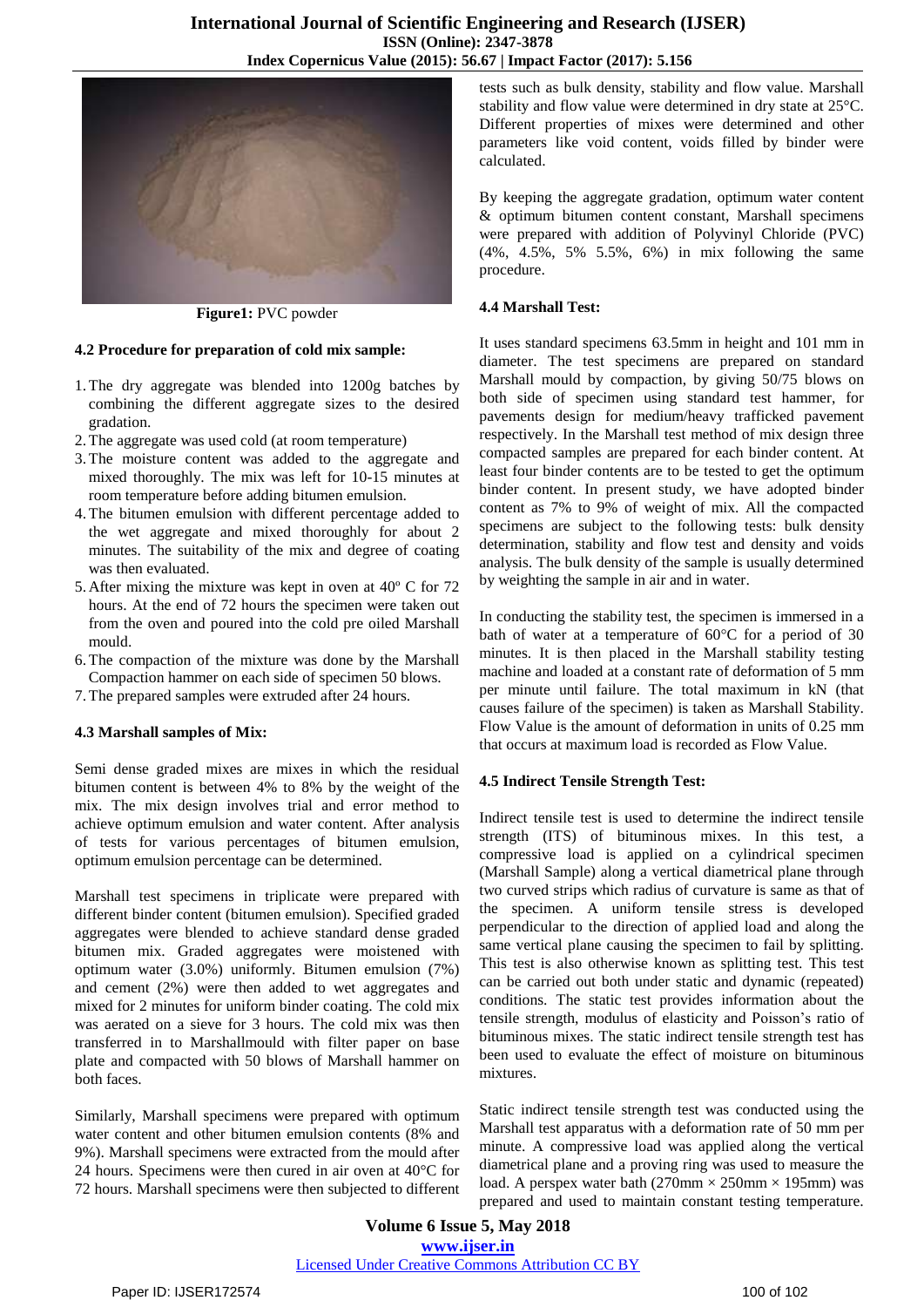**Figure1:** PVC powder

### 4.2 Procedure for preparation of cold mix sample:

1. The dry aggregate was blended into 1200g batches by combining the different aggregate sizes to the desired gradation.
2. The aggregate was used cold (at room temperature)
3. The moisture content was added to the aggregate and mixed thoroughly. The mix was left for 10-15 minutes at room temperature before adding bitumen emulsion.
4. The bitumen emulsion with different percentage added to the wet aggregate and mixed thoroughly for about 2 minutes. The suitability of the mix and degree of coating was then evaluated.
5. After mixing the mixture was kept in oven at 40º C for 72 hours. At the end of 72 hours the specimen were taken out from the oven and poured into the cold pre oiled Marshall mould.
6. The compaction of the mixture was done by the Marshall Compaction hammer on each side of specimen 50 blows.
7. The prepared samples were extruded after 24 hours.

### 4.3 Marshall samples of Mix:

Semi dense graded mixes are mixes in which the residual bitumen content is between 4% to 8% by the weight of the mix. The mix design involves trial and error method to achieve optimum emulsion and water content. After analysis of tests for various percentages of bitumen emulsion, optimum emulsion percentage can be determined.

Marshall test specimens in triplicate were prepared with different binder content (bitumen emulsion). Specified graded aggregates were blended to achieve standard dense graded bitumen mix. Graded aggregates were moistened with optimum water (3.0%) uniformly. Bitumen emulsion (7%) and cement (2%) were then added to wet aggregates and mixed for 2 minutes for uniform binder coating. The cold mix was aerated on a sieve for 3 hours. The cold mix was then transferred in to Marshallmould with filter paper on base plate and compacted with 50 blows of Marshall hammer on both faces.

Similarly, Marshall specimens were prepared with optimum water content and other bitumen emulsion contents (8% and 9%). Marshall specimens were extracted from the mould after 24 hours. Specimens were then cured in air oven at 40°C for 72 hours. Marshall specimens were then subjected to different tests such as bulk density, stability and flow value. Marshall stability and flow value were determined in dry state at 25°C. Different properties of mixes were determined and other parameters like void content, voids filled by binder were calculated.

By keeping the aggregate gradation, optimum water content & optimum bitumen content constant, Marshall specimens were prepared with addition of Polyvinyl Chloride (PVC) (4%, 4.5%, 5% 5.5%, 6%) in mix following the same procedure.

### 4.4 Marshall Test:

It uses standard specimens 63.5mm in height and 101 mm in diameter. The test specimens are prepared on standard Marshall mould by compaction, by giving 50/75 blows on both side of specimen using standard test hammer, for pavements design for medium/heavy trafficked pavement respectively. In the Marshall test method of mix design three compacted samples are prepared for each binder content. At least four binder contents are to be tested to get the optimum binder content. In present study, we have adopted binder content as 7% to 9% of weight of mix. All the compacted specimens are subject to the following tests: bulk density determination, stability and flow test and density and voids analysis. The bulk density of the sample is usually determined by weighting the sample in air and in water.

In conducting the stability test, the specimen is immersed in a bath of water at a temperature of 60°C for a period of 30 minutes. It is then placed in the Marshall stability testing machine and loaded at a constant rate of deformation of 5 mm per minute until failure. The total maximum in kN (that causes failure of the specimen) is taken as Marshall Stability. Flow Value is the amount of deformation in units of 0.25 mm that occurs at maximum load is recorded as Flow Value.

### 4.5 Indirect Tensile Strength Test:

Indirect tensile test is used to determine the indirect tensile strength (ITS) of bituminous mixes. In this test, a compressive load is applied on a cylindrical specimen (Marshall Sample) along a vertical diametrical plane through two curved strips which radius of curvature is same as that of the specimen. A uniform tensile stress is developed perpendicular to the direction of applied load and along the same vertical plane causing the specimen to fail by splitting. This test is also otherwise known as splitting test. This test can be carried out both under static and dynamic (repeated) conditions. The static test provides information about the tensile strength, modulus of elasticity and Poisson's ratio of bituminous mixes. The static indirect tensile strength test has been used to evaluate the effect of moisture on bituminous mixtures.

Static indirect tensile strength test was conducted using the Marshall test apparatus with a deformation rate of 50 mm per minute. A compressive load was applied along the vertical diametrical plane and a proving ring was used to measure the load. A perspex water bath (270mm × 250mm × 195mm) was prepared and used to maintain constant testing temperature.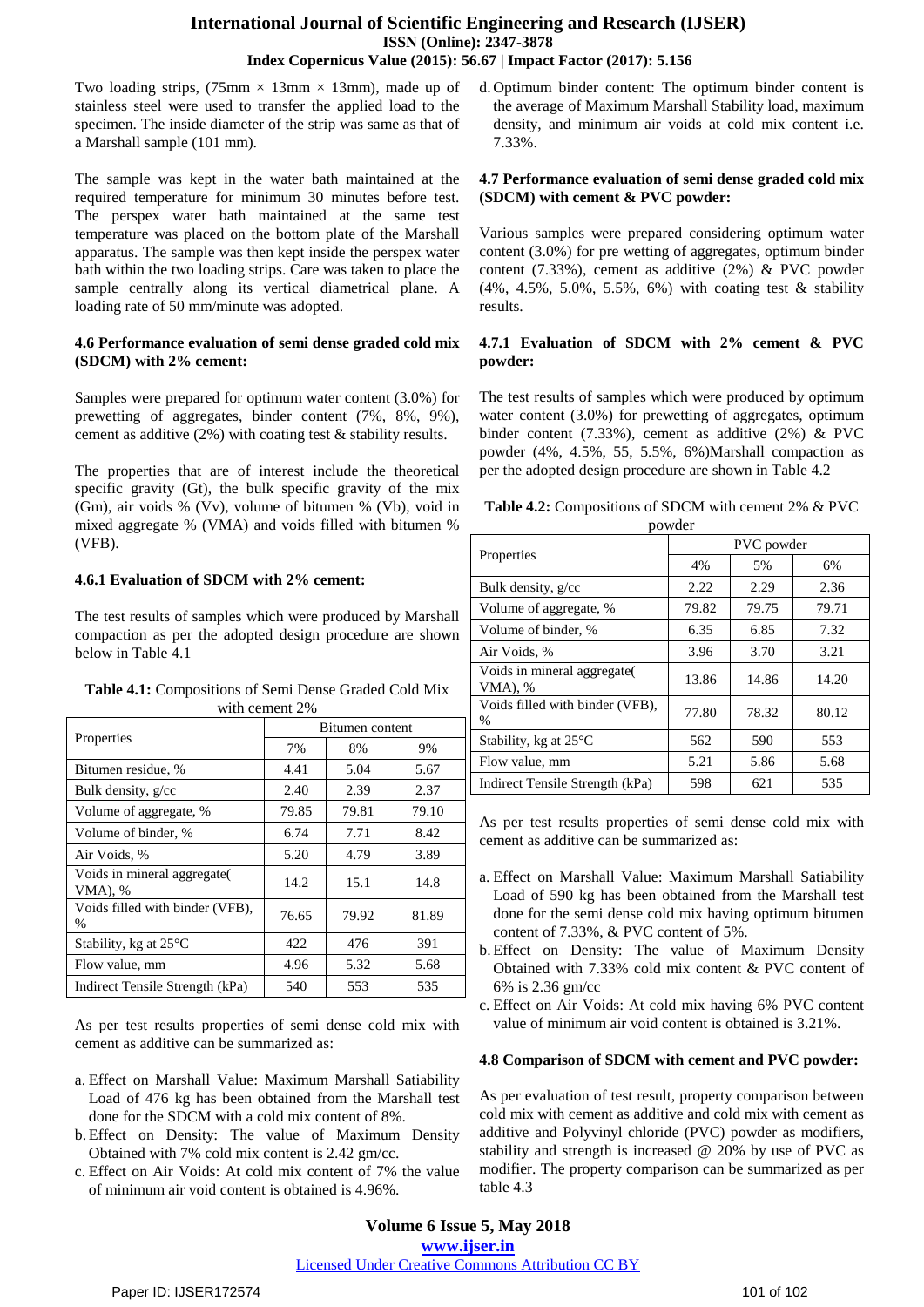Two loading strips, (75mm × 13mm × 13mm), made up of stainless steel were used to transfer the applied load to the specimen. The inside diameter of the strip was same as that of a Marshall sample (101 mm).

The sample was kept in the water bath maintained at the required temperature for minimum 30 minutes before test. The perspex water bath maintained at the same test temperature was placed on the bottom plate of the Marshall apparatus. The sample was then kept inside the perspex water bath within the two loading strips. Care was taken to place the sample centrally along its vertical diametrical plane. A loading rate of 50 mm/minute was adopted.

### 4.6 Performance evaluation of semi dense graded cold mix (SDCM) with 2% cement:

Samples were prepared for optimum water content (3.0%) for prewetting of aggregates, binder content (7%, 8%, 9%), cement as additive (2%) with coating test & stability results.

The properties that are of interest include the theoretical specific gravity (Gt), the bulk specific gravity of the mix (Gm), air voids % (Vv), volume of bitumen % (Vb), void in mixed aggregate % (VMA) and voids filled with bitumen % (VFB).

#### 4.6.1 Evaluation of SDCM with 2% cement:

The test results of samples which were produced by Marshall compaction as per the adopted design procedure are shown below in Table 4.1

**Table 4.1:** Compositions of Semi Dense Graded Cold Mix with cement 2%

| Properties | Bitumen content | | |
|---|---|---|---|
| | 7% | 8% | 9% |
| Bitumen residue, % | 4.41 | 5.04 | 5.67 |
| Bulk density, g/cc | 2.40 | 2.39 | 2.37 |
| Volume of aggregate, % | 79.85 | 79.81 | 79.10 |
| Volume of binder, % | 6.74 | 7.71 | 8.42 |
| Air Voids, % | 5.20 | 4.79 | 3.89 |
| Voids in mineral aggregate( VMA), % | 14.2 | 15.1 | 14.8 |
| Voids filled with binder (VFB), % | 76.65 | 79.92 | 81.89 |
| Stability, kg at 25°C | 422 | 476 | 391 |
| Flow value, mm | 4.96 | 5.32 | 5.68 |
| Indirect Tensile Strength (kPa) | 540 | 553 | 535 |

As per test results properties of semi dense cold mix with cement as additive can be summarized as:

a. Effect on Marshall Value: Maximum Marshall Satiability Load of 476 kg has been obtained from the Marshall test done for the SDCM with a cold mix content of 8%.
b. Effect on Density: The value of Maximum Density Obtained with 7% cold mix content is 2.42 gm/cc.
c. Effect on Air Voids: At cold mix content of 7% the value of minimum air void content is obtained is 4.96%.
d. Optimum binder content: The optimum binder content is the average of Maximum Marshall Stability load, maximum density, and minimum air voids at cold mix content i.e. 7.33%.

### 4.7 Performance evaluation of semi dense graded cold mix (SDCM) with cement & PVC powder:

Various samples were prepared considering optimum water content (3.0%) for pre wetting of aggregates, optimum binder content (7.33%), cement as additive (2%) & PVC powder (4%, 4.5%, 5.0%, 5.5%, 6%) with coating test & stability results.

#### 4.7.1 Evaluation of SDCM with 2% cement & PVC powder:

The test results of samples which were produced by optimum water content (3.0%) for prewetting of aggregates, optimum binder content (7.33%), cement as additive (2%) & PVC powder (4%, 4.5%, 55, 5.5%, 6%)Marshall compaction as per the adopted design procedure are shown in Table 4.2

**Table 4.2:** Compositions of SDCM with cement 2% & PVC powder

| Properties | PVC powder | | |
|---|---|---|---|
| | 4% | 5% | 6% |
| Bulk density, g/cc | 2.22 | 2.29 | 2.36 |
| Volume of aggregate, % | 79.82 | 79.75 | 79.71 |
| Volume of binder, % | 6.35 | 6.85 | 7.32 |
| Air Voids, % | 3.96 | 3.70 | 3.21 |
| Voids in mineral aggregate( VMA), % | 13.86 | 14.86 | 14.20 |
| Voids filled with binder (VFB), % | 77.80 | 78.32 | 80.12 |
| Stability, kg at 25°C | 562 | 590 | 553 |
| Flow value, mm | 5.21 | 5.86 | 5.68 |
| Indirect Tensile Strength (kPa) | 598 | 621 | 535 |

As per test results properties of semi dense cold mix with cement as additive can be summarized as:

a. Effect on Marshall Value: Maximum Marshall Satiability Load of 590 kg has been obtained from the Marshall test done for the semi dense cold mix having optimum bitumen content of 7.33%, & PVC content of 5%.
b. Effect on Density: The value of Maximum Density Obtained with 7.33% cold mix content & PVC content of 6% is 2.36 gm/cc
c. Effect on Air Voids: At cold mix having 6% PVC content value of minimum air void content is obtained is 3.21%.

### 4.8 Comparison of SDCM with cement and PVC powder:

As per evaluation of test result, property comparison between cold mix with cement as additive and cold mix with cement as additive and Polyvinyl chloride (PVC) powder as modifiers, stability and strength is increased @ 20% by use of PVC as modifier. The property comparison can be summarized as per table 4.3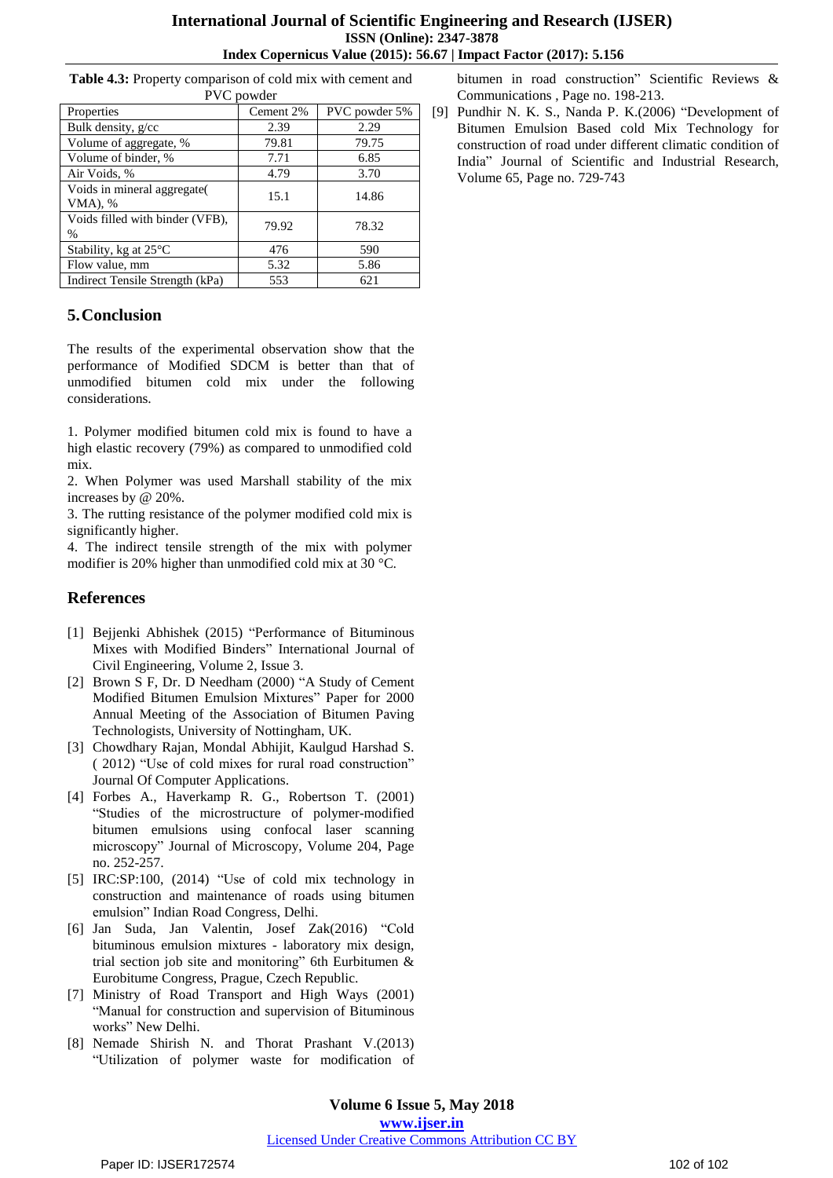**Table 4.3:** Property comparison of cold mix with cement and PVC powder

| Properties | Cement 2% | PVC powder 5% |
|---|---|---|
| Bulk density, g/cc | 2.39 | 2.29 |
| Volume of aggregate, % | 79.81 | 79.75 |
| Volume of binder, % | 7.71 | 6.85 |
| Air Voids, % | 4.79 | 3.70 |
| Voids in mineral aggregate( VMA), % | 15.1 | 14.86 |
| Voids filled with binder (VFB), % | 79.92 | 78.32 |
| Stability, kg at 25°C | 476 | 590 |
| Flow value, mm | 5.32 | 5.86 |
| Indirect Tensile Strength (kPa) | 553 | 621 |

## 5. Conclusion

The results of the experimental observation show that the performance of Modified SDCM is better than that of unmodified bitumen cold mix under the following considerations.

1. Polymer modified bitumen cold mix is found to have a high elastic recovery (79%) as compared to unmodified cold mix.
2. When Polymer was used Marshall stability of the mix increases by @ 20%.
3. The rutting resistance of the polymer modified cold mix is significantly higher.
4. The indirect tensile strength of the mix with polymer modifier is 20% higher than unmodified cold mix at 30 °C.

## References

[1] Bejjenki Abhishek (2015) "Performance of Bituminous Mixes with Modified Binders" International Journal of Civil Engineering, Volume 2, Issue 3.

[2] Brown S F, Dr. D Needham (2000) "A Study of Cement Modified Bitumen Emulsion Mixtures" Paper for 2000 Annual Meeting of the Association of Bitumen Paving Technologists, University of Nottingham, UK.

[3] Chowdhary Rajan, Mondal Abhijit, Kaulgud Harshad S. ( 2012) "Use of cold mixes for rural road construction" Journal Of Computer Applications.

[4] Forbes A., Haverkamp R. G., Robertson T. (2001) "Studies of the microstructure of polymer-modified bitumen emulsions using confocal laser scanning microscopy" Journal of Microscopy, Volume 204, Page no. 252-257.

[5] IRC:SP:100, (2014) "Use of cold mix technology in construction and maintenance of roads using bitumen emulsion" Indian Road Congress, Delhi.

[6] Jan Suda, Jan Valentin, Josef Zak(2016) "Cold bituminous emulsion mixtures - laboratory mix design, trial section job site and monitoring" 6th Eurbitumen & Eurobitume Congress, Prague, Czech Republic.

[7] Ministry of Road Transport and High Ways (2001) "Manual for construction and supervision of Bituminous works" New Delhi.

[8] Nemade Shirish N. and Thorat Prashant V.(2013) "Utilization of polymer waste for modification of bitumen in road construction" Scientific Reviews & Communications , Page no. 198-213.

[9] Pundhir N. K. S., Nanda P. K.(2006) "Development of Bitumen Emulsion Based cold Mix Technology for construction of road under different climatic condition of India" Journal of Scientific and Industrial Research, Volume 65, Page no. 729-743